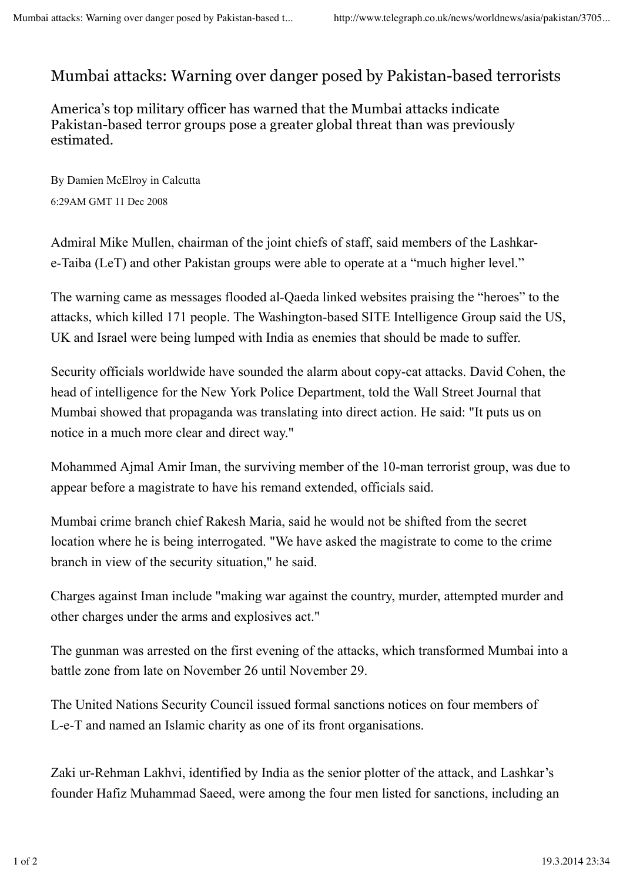# Mumbai attacks: Warning over danger posed by Pakistan-based terrorists

America's top military officer has warned that the Mumbai attacks indicate Pakistan-based terror groups pose a greater global threat than was previously estimated.

By Damien McElroy in Calcutta

6:29AM GMT 11 Dec 2008

Admiral Mike Mullen, chairman of the joint chiefs of staff, said members of the Lashkar-e-Taiba (LeT) and other Pakistan groups were able to operate at a "much higher level."

The warning came as messages flooded al-Qaeda linked websites praising the "heroes" to the attacks, which killed 171 people. The Washington-based SITE Intelligence Group said the US, UK and Israel were being lumped with India as enemies that should be made to suffer.

Security officials worldwide have sounded the alarm about copy-cat attacks. David Cohen, the head of intelligence for the New York Police Department, told the Wall Street Journal that Mumbai showed that propaganda was translating into direct action. He said: "It puts us on notice in a much more clear and direct way."

Mohammed Ajmal Amir Iman, the surviving member of the 10-man terrorist group, was due to appear before a magistrate to have his remand extended, officials said.

Mumbai crime branch chief Rakesh Maria, said he would not be shifted from the secret location where he is being interrogated. "We have asked the magistrate to come to the crime branch in view of the security situation," he said.

Charges against Iman include "making war against the country, murder, attempted murder and other charges under the arms and explosives act."

The gunman was arrested on the first evening of the attacks, which transformed Mumbai into a battle zone from late on November 26 until November 29.

The United Nations Security Council issued formal sanctions notices on four members of L-e-T and named an Islamic charity as one of its front organisations.

Zaki ur-Rehman Lakhvi, identified by India as the senior plotter of the attack, and Lashkar's founder Hafiz Muhammad Saeed, were among the four men listed for sanctions, including an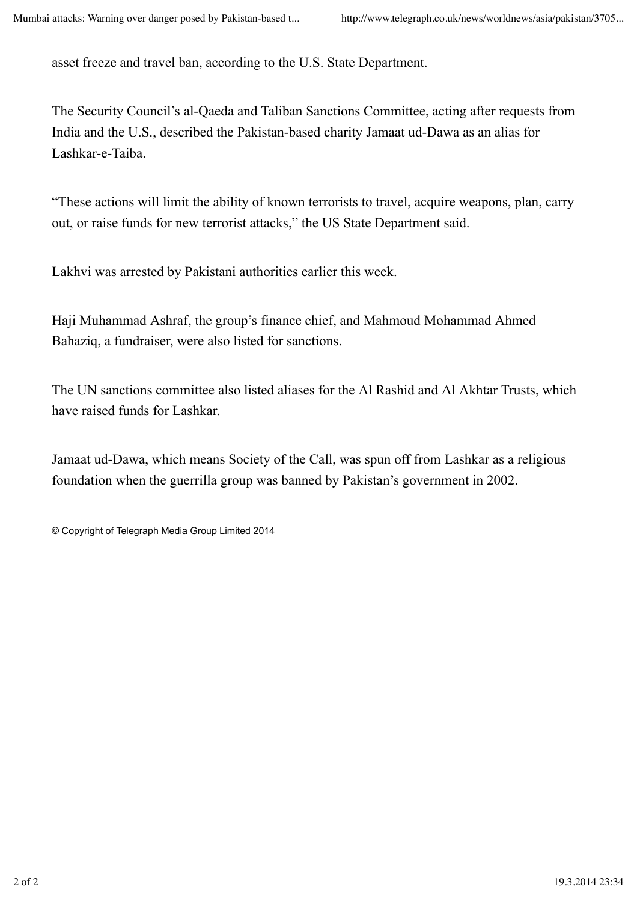asset freeze and travel ban, according to the U.S. State Department.

The Security Council's al-Qaeda and Taliban Sanctions Committee, acting after requests from India and the U.S., described the Pakistan-based charity Jamaat ud-Dawa as an alias for Lashkar-e-Taiba.

"These actions will limit the ability of known terrorists to travel, acquire weapons, plan, carry out, or raise funds for new terrorist attacks," the US State Department said.

Lakhvi was arrested by Pakistani authorities earlier this week.

Haji Muhammad Ashraf, the group's finance chief, and Mahmoud Mohammad Ahmed Bahaziq, a fundraiser, were also listed for sanctions.

The UN sanctions committee also listed aliases for the Al Rashid and Al Akhtar Trusts, which have raised funds for Lashkar.

Jamaat ud-Dawa, which means Society of the Call, was spun off from Lashkar as a religious foundation when the guerrilla group was banned by Pakistan's government in 2002.

© Copyright of Telegraph Media Group Limited 2014